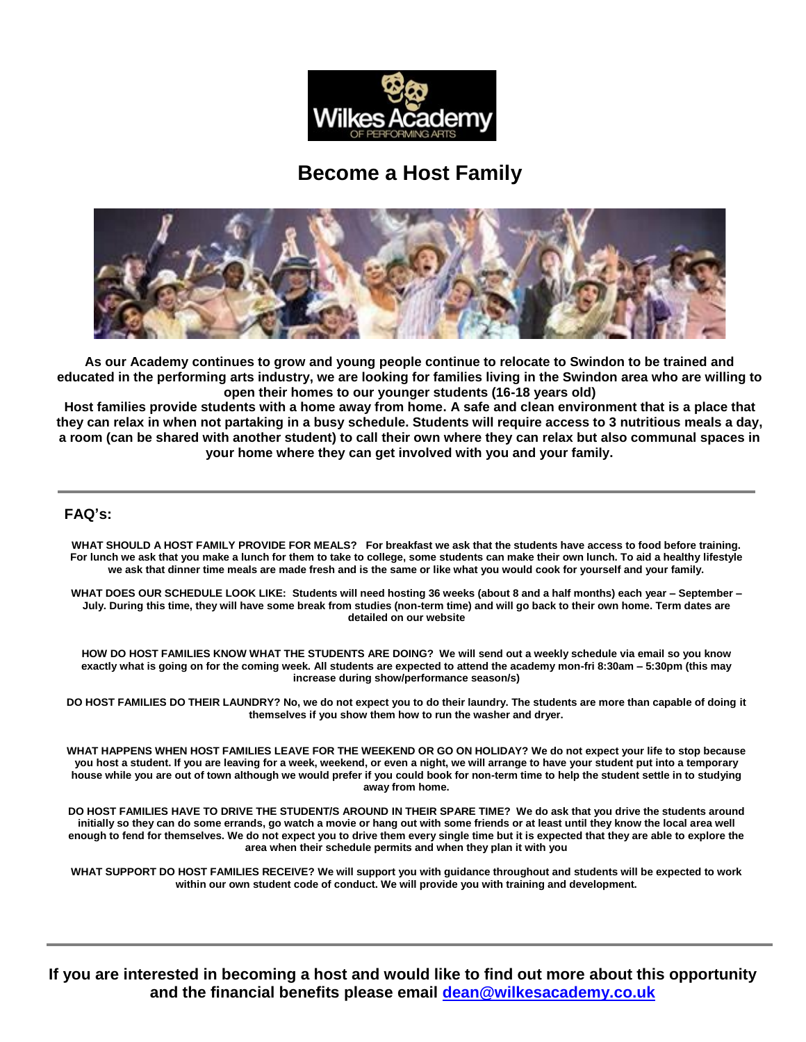# Become a Host Family

**As our Academy continues to grow and young people continue to relocate to Swindon to be trained and educated in the performing arts industry, we are looking for families living in the Swindon area who are willing to open their homes to our younger students (16-18 years old)**

**Host families provide students with a home away from home. A safe and clean environment that is a place that they can relax in when not partaking in a busy schedule. Students will require access to 3 nutritious meals a day, a room (can be shared with another student) to call their own where they can relax but also communal spaces in your home where they can get involved with you and your family.**

---

## FAQ's:

**WHAT SHOULD A HOST FAMILY PROVIDE FOR MEALS? For breakfast we ask that the students have access to food before training. For lunch we ask that you make a lunch for them to take to college, some students can make their own lunch. To aid a healthy lifestyle we ask that dinner time meals are made fresh and is the same or like what you would cook for yourself and your family.**

**WHAT DOES OUR SCHEDULE LOOK LIKE: Students will need hosting 36 weeks (about 8 and a half months) each year – September – July. During this time, they will have some break from studies (non-term time) and will go back to their own home. Term dates are detailed on our website**

**HOW DO HOST FAMILIES KNOW WHAT THE STUDENTS ARE DOING? We will send out a weekly schedule via email so you know exactly what is going on for the coming week. All students are expected to attend the academy mon-fri 8:30am – 5:30pm (this may increase during show/performance season/s)**

**DO HOST FAMILIES DO THEIR LAUNDRY? No, we do not expect you to do their laundry. The students are more than capable of doing it themselves if you show them how to run the washer and dryer.**

**WHAT HAPPENS WHEN HOST FAMILIES LEAVE FOR THE WEEKEND OR GO ON HOLIDAY? We do not expect your life to stop because you host a student. If you are leaving for a week, weekend, or even a night, we will arrange to have your student put into a temporary house while you are out of town although we would prefer if you could book for non-term time to help the student settle in to studying away from home.**

**DO HOST FAMILIES HAVE TO DRIVE THE STUDENT/S AROUND IN THEIR SPARE TIME? We do ask that you drive the students around initially so they can do some errands, go watch a movie or hang out with some friends or at least until they know the local area well enough to fend for themselves. We do not expect you to drive them every single time but it is expected that they are able to explore the area when their schedule permits and when they plan it with you**

**WHAT SUPPORT DO HOST FAMILIES RECEIVE? We will support you with guidance throughout and students will be expected to work within our own student code of conduct. We will provide you with training and development.**

---

**If you are interested in becoming a host and would like to find out more about this opportunity and the financial benefits please email [dean@wilkesacademy.co.uk](mailto:dean@wilkesacademy.co.uk)**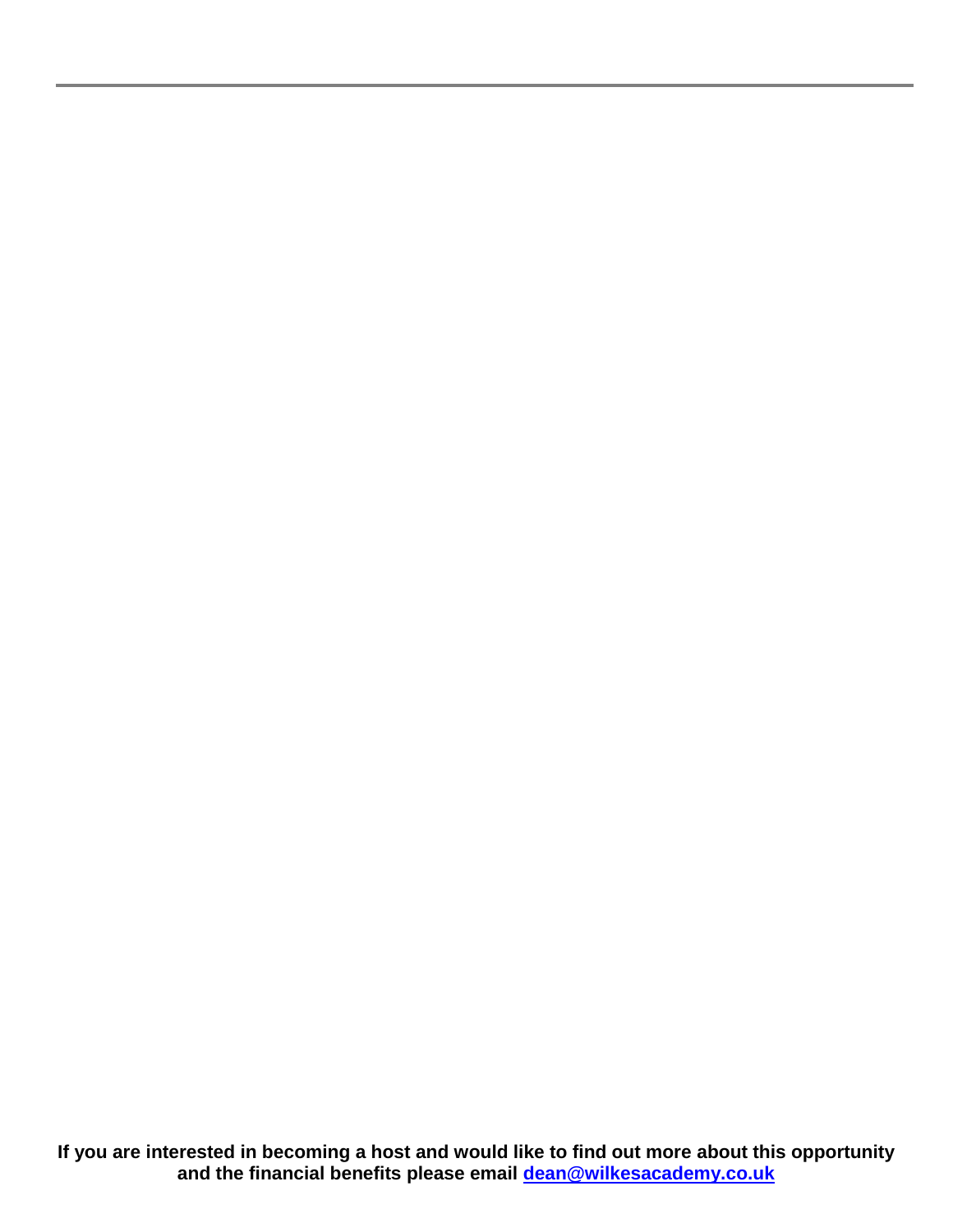**If you are interested in becoming a host and would like to find out more about this opportunity and the financial benefits please email dean@wilkesacademy.co.uk**